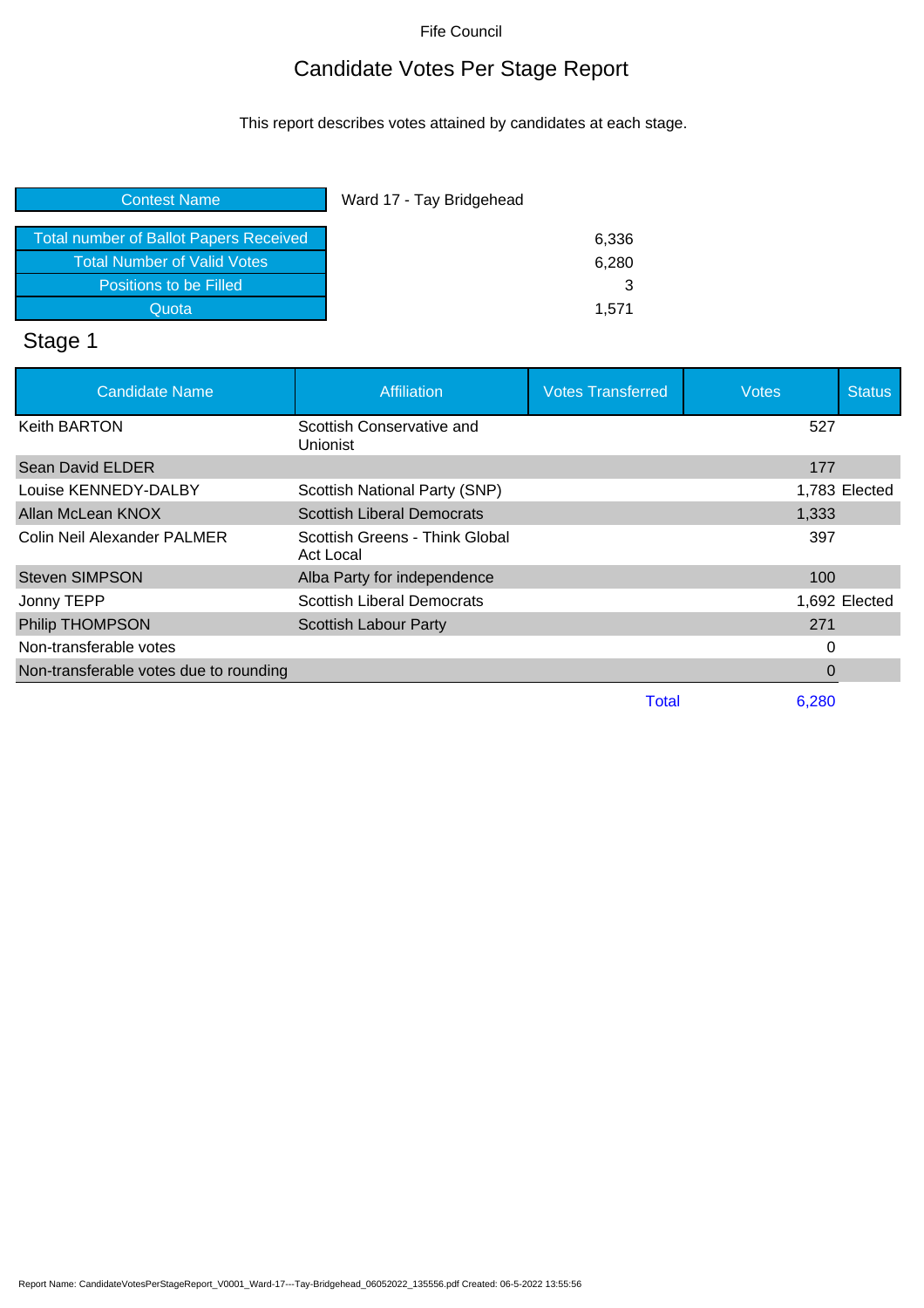Fife Council

# Candidate Votes Per Stage Report

This report describes votes attained by candidates at each stage.

| Contest Name | Ward 17 - Tay Bridgehead |
|---|---|
| Total number of Ballot Papers Received | 6,336 |
| Total Number of Valid Votes | 6,280 |
| Positions to be Filled | 3 |
| Quota | 1,571 |

## Stage 1

| Candidate Name | Affiliation | Votes Transferred | Votes | Status |
|---|---|---|---|---|
| Keith BARTON | Scottish Conservative and Unionist | | 527 | |
| Sean David ELDER | | | 177 | |
| Louise KENNEDY-DALBY | Scottish National Party (SNP) | | 1,783 | Elected |
| Allan McLean KNOX | Scottish Liberal Democrats | | 1,333 | |
| Colin Neil Alexander PALMER | Scottish Greens - Think Global Act Local | | 397 | |
| Steven SIMPSON | Alba Party for independence | | 100 | |
| Jonny TEPP | Scottish Liberal Democrats | | 1,692 | Elected |
| Philip THOMPSON | Scottish Labour Party | | 271 | |
| Non-transferable votes | | | 0 | |
| Non-transferable votes due to rounding | | | 0 | |
| | | Total | 6,280 | |

Report Name: CandidateVotesPerStageReport_V0001_Ward-17---Tay-Bridgehead_06052022_135556.pdf Created: 06-5-2022 13:55:56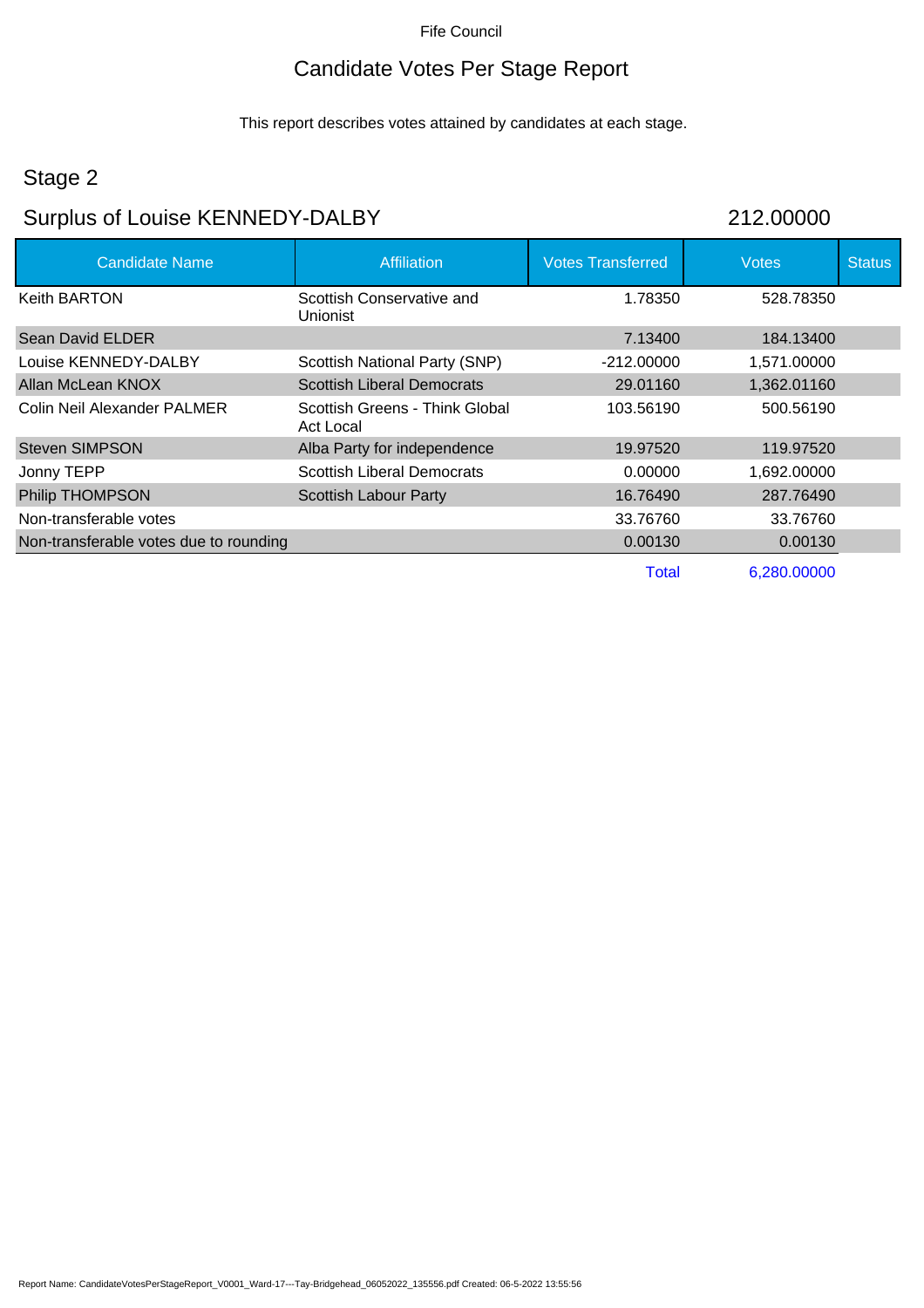Fife Council

# Candidate Votes Per Stage Report

This report describes votes attained by candidates at each stage.

## Stage 2

## Surplus of Louise KENNEDY-DALBY 212.00000

| Candidate Name | Affiliation | Votes Transferred | Votes | Status |
|---|---|---|---|---|
| Keith BARTON | Scottish Conservative and Unionist | 1.78350 | 528.78350 | |
| Sean David ELDER | | 7.13400 | 184.13400 | |
| Louise KENNEDY-DALBY | Scottish National Party (SNP) | -212.00000 | 1,571.00000 | |
| Allan McLean KNOX | Scottish Liberal Democrats | 29.01160 | 1,362.01160 | |
| Colin Neil Alexander PALMER | Scottish Greens - Think Global Act Local | 103.56190 | 500.56190 | |
| Steven SIMPSON | Alba Party for independence | 19.97520 | 119.97520 | |
| Jonny TEPP | Scottish Liberal Democrats | 0.00000 | 1,692.00000 | |
| Philip THOMPSON | Scottish Labour Party | 16.76490 | 287.76490 | |
| Non-transferable votes | | 33.76760 | 33.76760 | |
| Non-transferable votes due to rounding | | 0.00130 | 0.00130 | |
| | | Total | 6,280.00000 | |

Report Name: CandidateVotesPerStageReport_V0001_Ward-17---Tay-Bridgehead_06052022_135556.pdf Created: 06-5-2022 13:55:56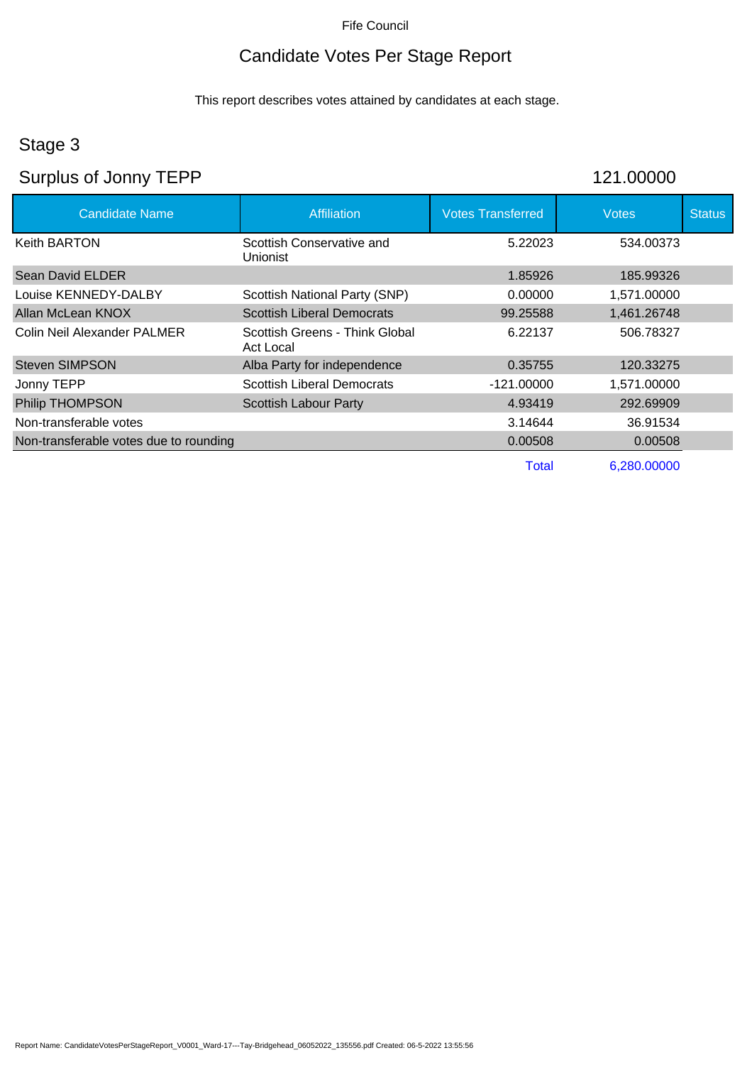Fife Council

# Candidate Votes Per Stage Report

This report describes votes attained by candidates at each stage.

## Stage 3

## Surplus of Jonny TEPP 121.00000

| Candidate Name | Affiliation | Votes Transferred | Votes | Status |
|---|---|---|---|---|
| Keith BARTON | Scottish Conservative and Unionist | 5.22023 | 534.00373 | |
| Sean David ELDER | | 1.85926 | 185.99326 | |
| Louise KENNEDY-DALBY | Scottish National Party (SNP) | 0.00000 | 1,571.00000 | |
| Allan McLean KNOX | Scottish Liberal Democrats | 99.25588 | 1,461.26748 | |
| Colin Neil Alexander PALMER | Scottish Greens - Think Global Act Local | 6.22137 | 506.78327 | |
| Steven SIMPSON | Alba Party for independence | 0.35755 | 120.33275 | |
| Jonny TEPP | Scottish Liberal Democrats | -121.00000 | 1,571.00000 | |
| Philip THOMPSON | Scottish Labour Party | 4.93419 | 292.69909 | |
| Non-transferable votes | | 3.14644 | 36.91534 | |
| Non-transferable votes due to rounding | | 0.00508 | 0.00508 | |
| | | Total | 6,280.00000 | |

Report Name: CandidateVotesPerStageReport_V0001_Ward-17---Tay-Bridgehead_06052022_135556.pdf Created: 06-5-2022 13:55:56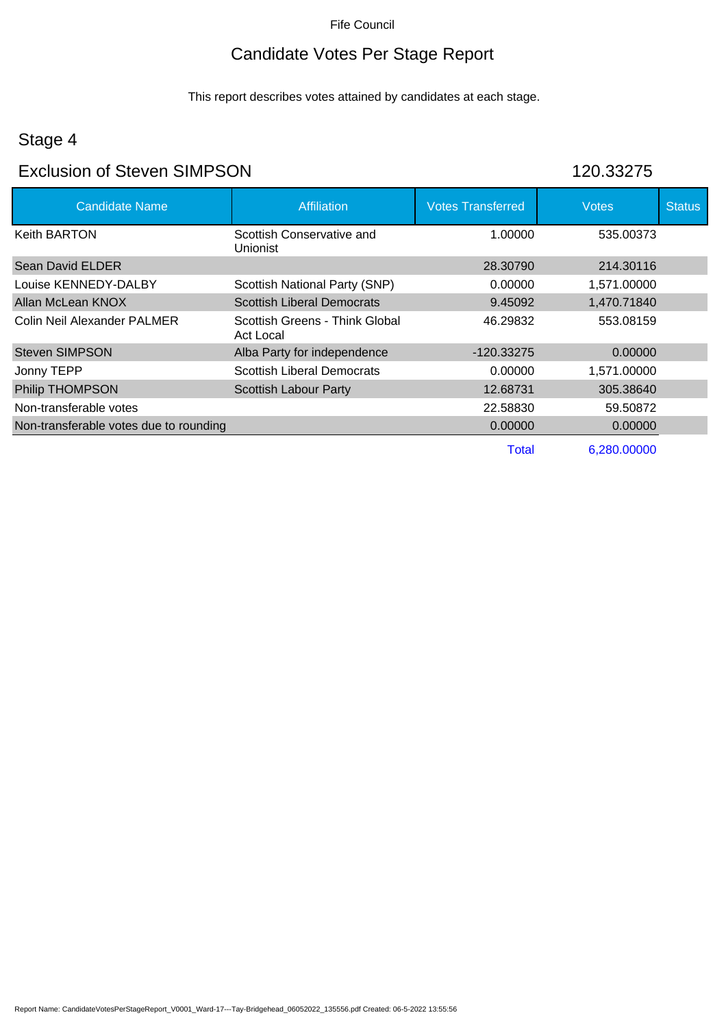Fife Council

# Candidate Votes Per Stage Report

This report describes votes attained by candidates at each stage.

## Stage 4

## Exclusion of Steven SIMPSON 120.33275

| Candidate Name | Affiliation | Votes Transferred | Votes | Status |
|---|---|---|---|---|
| Keith BARTON | Scottish Conservative and Unionist | 1.00000 | 535.00373 | |
| Sean David ELDER | | 28.30790 | 214.30116 | |
| Louise KENNEDY-DALBY | Scottish National Party (SNP) | 0.00000 | 1,571.00000 | |
| Allan McLean KNOX | Scottish Liberal Democrats | 9.45092 | 1,470.71840 | |
| Colin Neil Alexander PALMER | Scottish Greens - Think Global Act Local | 46.29832 | 553.08159 | |
| Steven SIMPSON | Alba Party for independence | -120.33275 | 0.00000 | |
| Jonny TEPP | Scottish Liberal Democrats | 0.00000 | 1,571.00000 | |
| Philip THOMPSON | Scottish Labour Party | 12.68731 | 305.38640 | |
| Non-transferable votes | | 22.58830 | 59.50872 | |
| Non-transferable votes due to rounding | | 0.00000 | 0.00000 | |
| | | Total | 6,280.00000 | |

Report Name: CandidateVotesPerStageReport_V0001_Ward-17---Tay-Bridgehead_06052022_135556.pdf Created: 06-5-2022 13:55:56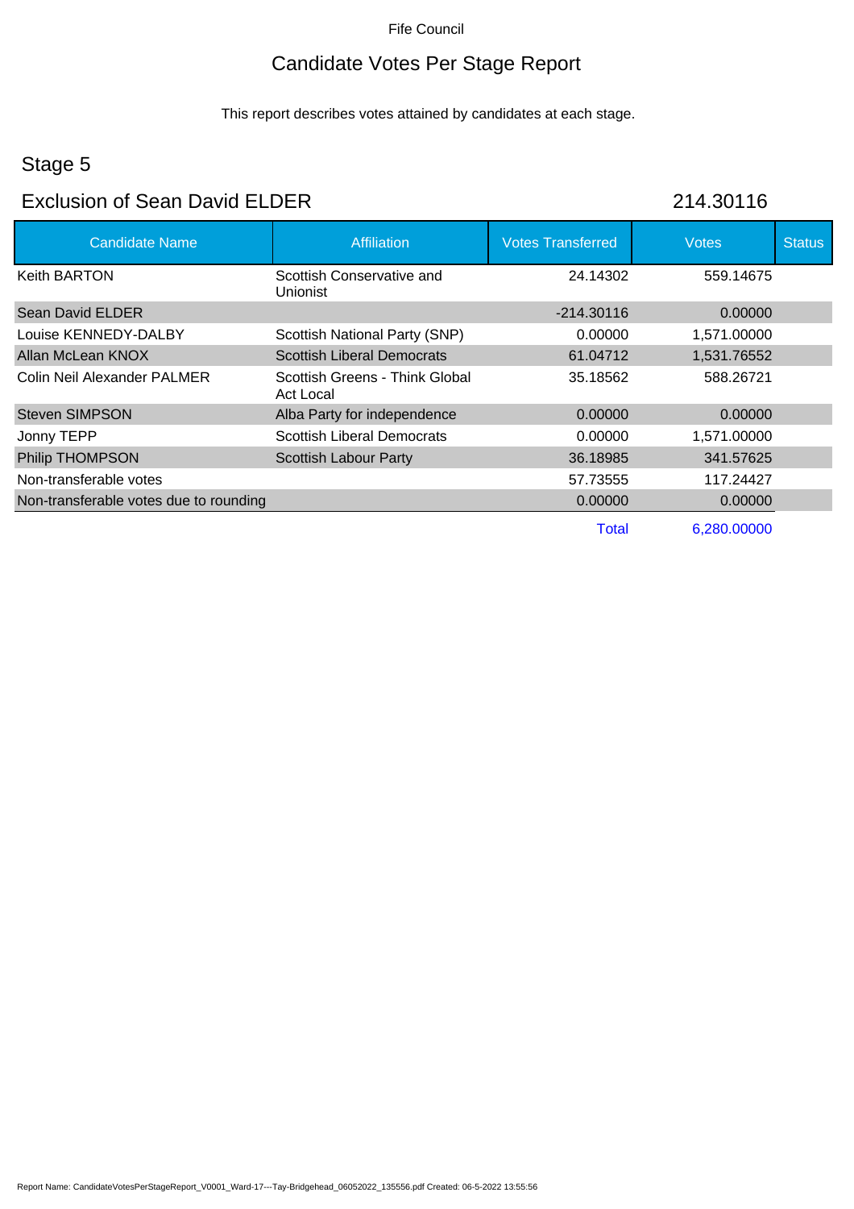Fife Council

# Candidate Votes Per Stage Report

This report describes votes attained by candidates at each stage.

## Stage 5

## Exclusion of Sean David ELDER 214.30116

| Candidate Name | Affiliation | Votes Transferred | Votes | Status |
|---|---|---|---|---|
| Keith BARTON | Scottish Conservative and Unionist | 24.14302 | 559.14675 | |
| Sean David ELDER | | -214.30116 | 0.00000 | |
| Louise KENNEDY-DALBY | Scottish National Party (SNP) | 0.00000 | 1,571.00000 | |
| Allan McLean KNOX | Scottish Liberal Democrats | 61.04712 | 1,531.76552 | |
| Colin Neil Alexander PALMER | Scottish Greens - Think Global Act Local | 35.18562 | 588.26721 | |
| Steven SIMPSON | Alba Party for independence | 0.00000 | 0.00000 | |
| Jonny TEPP | Scottish Liberal Democrats | 0.00000 | 1,571.00000 | |
| Philip THOMPSON | Scottish Labour Party | 36.18985 | 341.57625 | |
| Non-transferable votes | | 57.73555 | 117.24427 | |
| Non-transferable votes due to rounding | | 0.00000 | 0.00000 | |
| | | Total | 6,280.00000 | |

Report Name: CandidateVotesPerStageReport_V0001_Ward-17---Tay-Bridgehead_06052022_135556.pdf Created: 06-5-2022 13:55:56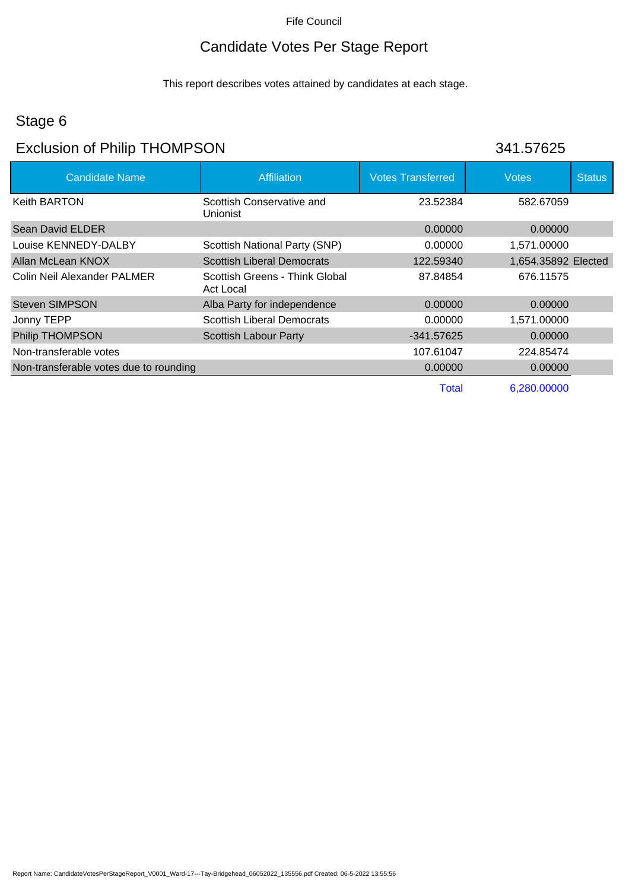Fife Council

# Candidate Votes Per Stage Report

This report describes votes attained by candidates at each stage.

## Stage 6

## Exclusion of Philip THOMPSON 341.57625

| Candidate Name | Affiliation | Votes Transferred | Votes | Status |
|---|---|---|---|---|
| Keith BARTON | Scottish Conservative and Unionist | 23.52384 | 582.67059 | |
| Sean David ELDER | | 0.00000 | 0.00000 | |
| Louise KENNEDY-DALBY | Scottish National Party (SNP) | 0.00000 | 1,571.00000 | |
| Allan McLean KNOX | Scottish Liberal Democrats | 122.59340 | 1,654.35892 | Elected |
| Colin Neil Alexander PALMER | Scottish Greens - Think Global Act Local | 87.84854 | 676.11575 | |
| Steven SIMPSON | Alba Party for independence | 0.00000 | 0.00000 | |
| Jonny TEPP | Scottish Liberal Democrats | 0.00000 | 1,571.00000 | |
| Philip THOMPSON | Scottish Labour Party | -341.57625 | 0.00000 | |
| Non-transferable votes | | 107.61047 | 224.85474 | |
| Non-transferable votes due to rounding | | 0.00000 | 0.00000 | |
| | | Total | 6,280.00000 | |

Report Name: CandidateVotesPerStageReport_V0001_Ward-17---Tay-Bridgehead_06052022_135556.pdf Created: 06-5-2022 13:55:56